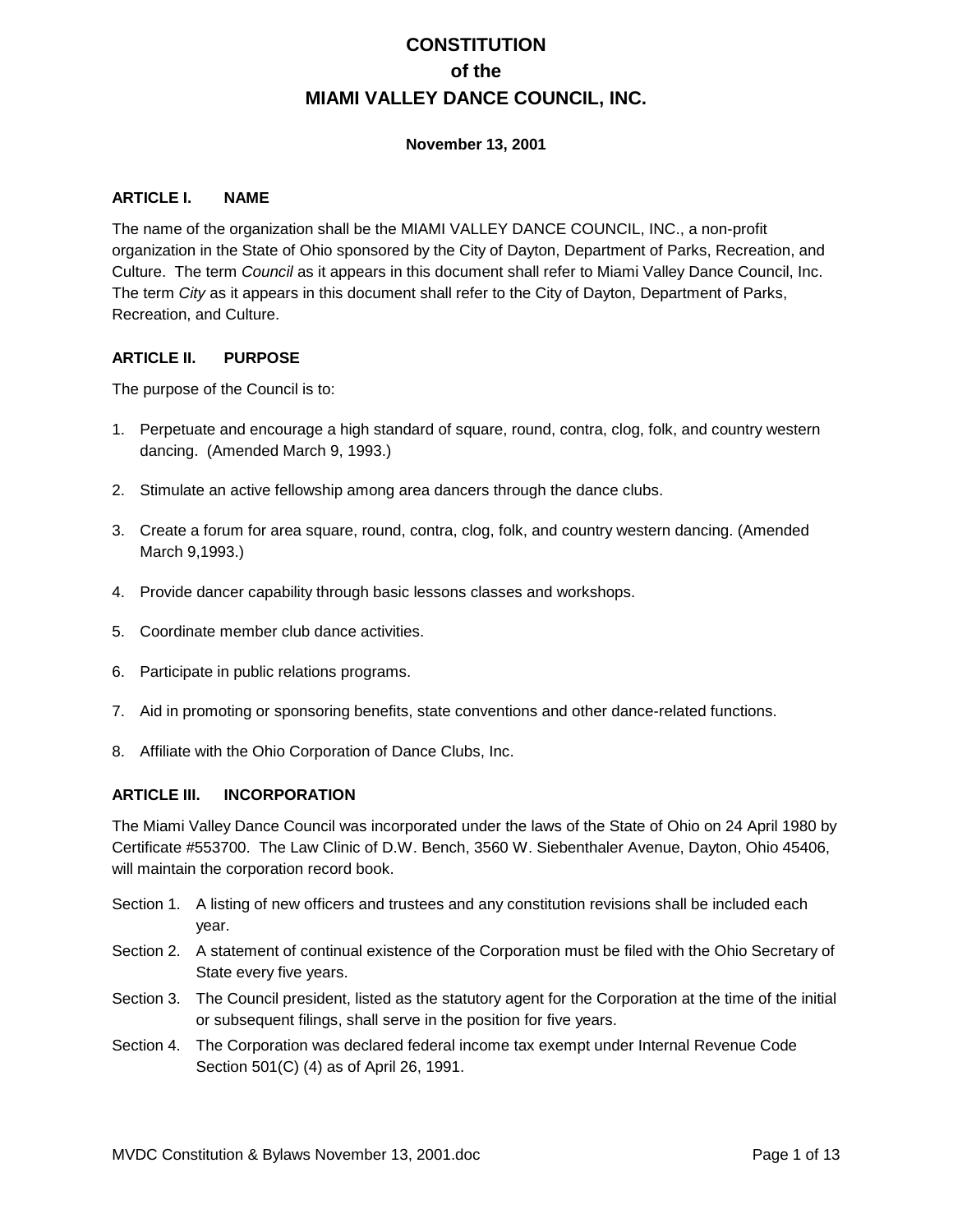# CONSTITUTION
# of the
# MIAMI VALLEY DANCE COUNCIL, INC.

**November 13, 2001**

## ARTICLE I. NAME

The name of the organization shall be the MIAMI VALLEY DANCE COUNCIL, INC., a non-profit organization in the State of Ohio sponsored by the City of Dayton, Department of Parks, Recreation, and Culture. The term *Council* as it appears in this document shall refer to Miami Valley Dance Council, Inc. The term *City* as it appears in this document shall refer to the City of Dayton, Department of Parks, Recreation, and Culture.

## ARTICLE II. PURPOSE

The purpose of the Council is to:

1. Perpetuate and encourage a high standard of square, round, contra, clog, folk, and country western dancing. (Amended March 9, 1993.)

2. Stimulate an active fellowship among area dancers through the dance clubs.

3. Create a forum for area square, round, contra, clog, folk, and country western dancing. (Amended March 9,1993.)

4. Provide dancer capability through basic lessons classes and workshops.

5. Coordinate member club dance activities.

6. Participate in public relations programs.

7. Aid in promoting or sponsoring benefits, state conventions and other dance-related functions.

8. Affiliate with the Ohio Corporation of Dance Clubs, Inc.

## ARTICLE III. INCORPORATION

The Miami Valley Dance Council was incorporated under the laws of the State of Ohio on 24 April 1980 by Certificate #553700. The Law Clinic of D.W. Bench, 3560 W. Siebenthaler Avenue, Dayton, Ohio 45406, will maintain the corporation record book.

Section 1. A listing of new officers and trustees and any constitution revisions shall be included each year.

Section 2. A statement of continual existence of the Corporation must be filed with the Ohio Secretary of State every five years.

Section 3. The Council president, listed as the statutory agent for the Corporation at the time of the initial or subsequent filings, shall serve in the position for five years.

Section 4. The Corporation was declared federal income tax exempt under Internal Revenue Code Section 501(C) (4) as of April 26, 1991.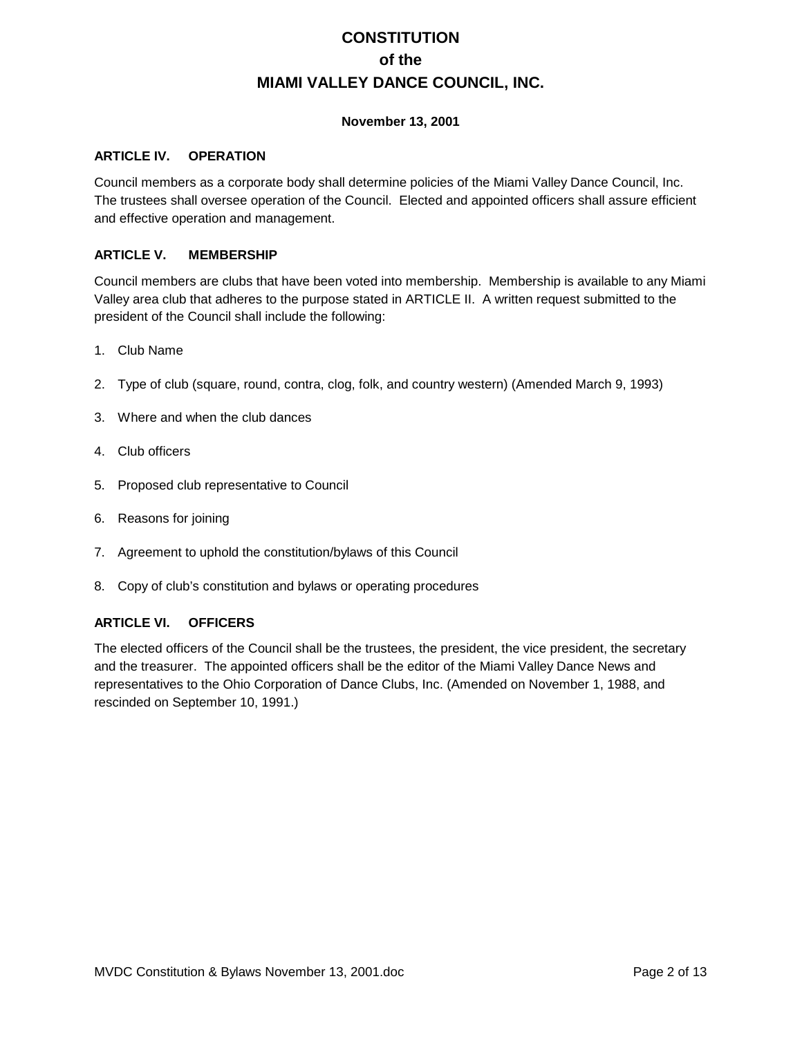# CONSTITUTION
# of the
# MIAMI VALLEY DANCE COUNCIL, INC.

**November 13, 2001**

### ARTICLE IV. OPERATION

Council members as a corporate body shall determine policies of the Miami Valley Dance Council, Inc. The trustees shall oversee operation of the Council. Elected and appointed officers shall assure efficient and effective operation and management.

### ARTICLE V. MEMBERSHIP

Council members are clubs that have been voted into membership. Membership is available to any Miami Valley area club that adheres to the purpose stated in ARTICLE II. A written request submitted to the president of the Council shall include the following:

1. Club Name
2. Type of club (square, round, contra, clog, folk, and country western) (Amended March 9, 1993)
3. Where and when the club dances
4. Club officers
5. Proposed club representative to Council
6. Reasons for joining
7. Agreement to uphold the constitution/bylaws of this Council
8. Copy of club's constitution and bylaws or operating procedures

### ARTICLE VI. OFFICERS

The elected officers of the Council shall be the trustees, the president, the vice president, the secretary and the treasurer. The appointed officers shall be the editor of the Miami Valley Dance News and representatives to the Ohio Corporation of Dance Clubs, Inc. (Amended on November 1, 1988, and rescinded on September 10, 1991.)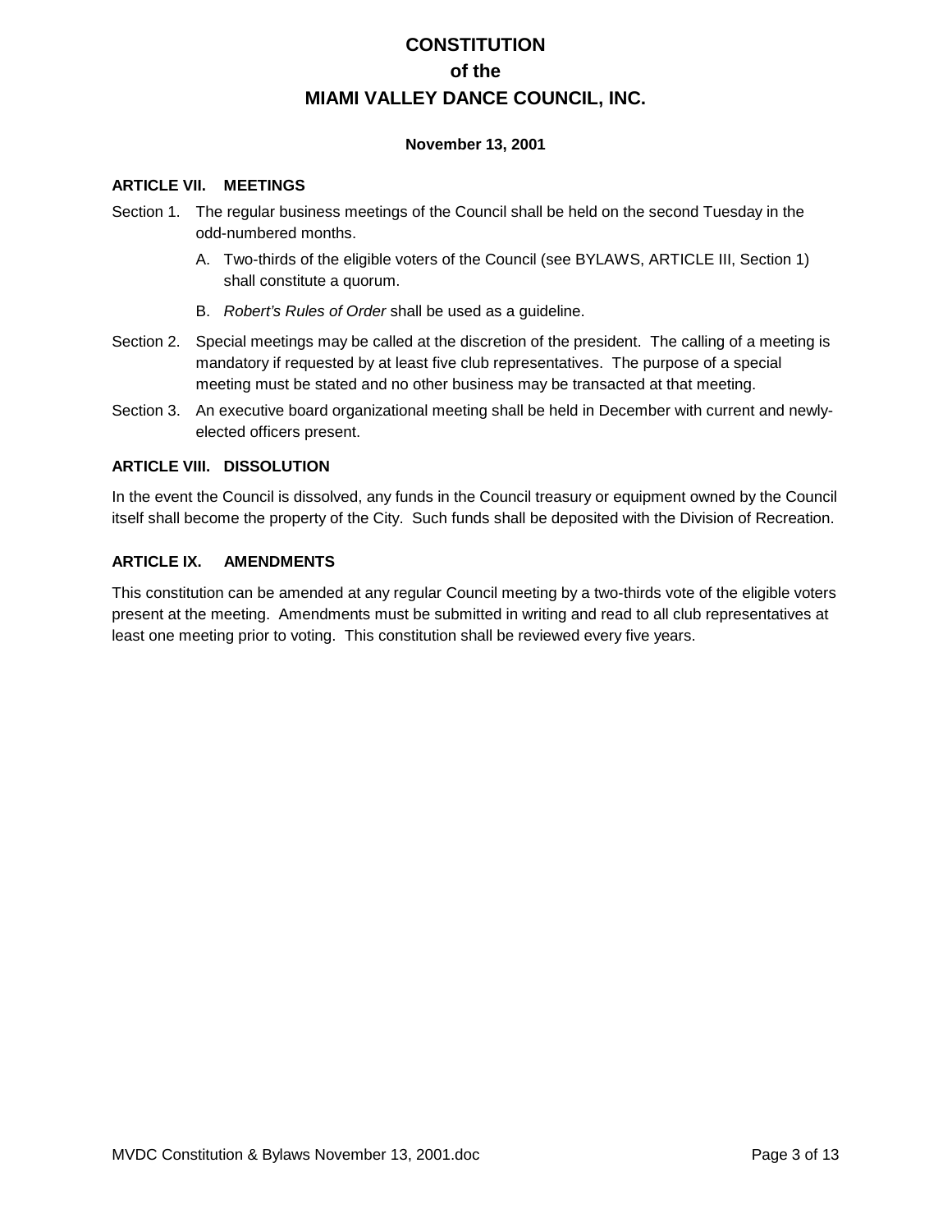# CONSTITUTION
# of the
# MIAMI VALLEY DANCE COUNCIL, INC.

**November 13, 2001**

### ARTICLE VII. MEETINGS

Section 1. The regular business meetings of the Council shall be held on the second Tuesday in the odd-numbered months.

A. Two-thirds of the eligible voters of the Council (see BYLAWS, ARTICLE III, Section 1) shall constitute a quorum.

B. *Robert's Rules of Order* shall be used as a guideline.

Section 2. Special meetings may be called at the discretion of the president. The calling of a meeting is mandatory if requested by at least five club representatives. The purpose of a special meeting must be stated and no other business may be transacted at that meeting.

Section 3. An executive board organizational meeting shall be held in December with current and newly-elected officers present.

### ARTICLE VIII. DISSOLUTION

In the event the Council is dissolved, any funds in the Council treasury or equipment owned by the Council itself shall become the property of the City. Such funds shall be deposited with the Division of Recreation.

### ARTICLE IX. AMENDMENTS

This constitution can be amended at any regular Council meeting by a two-thirds vote of the eligible voters present at the meeting. Amendments must be submitted in writing and read to all club representatives at least one meeting prior to voting. This constitution shall be reviewed every five years.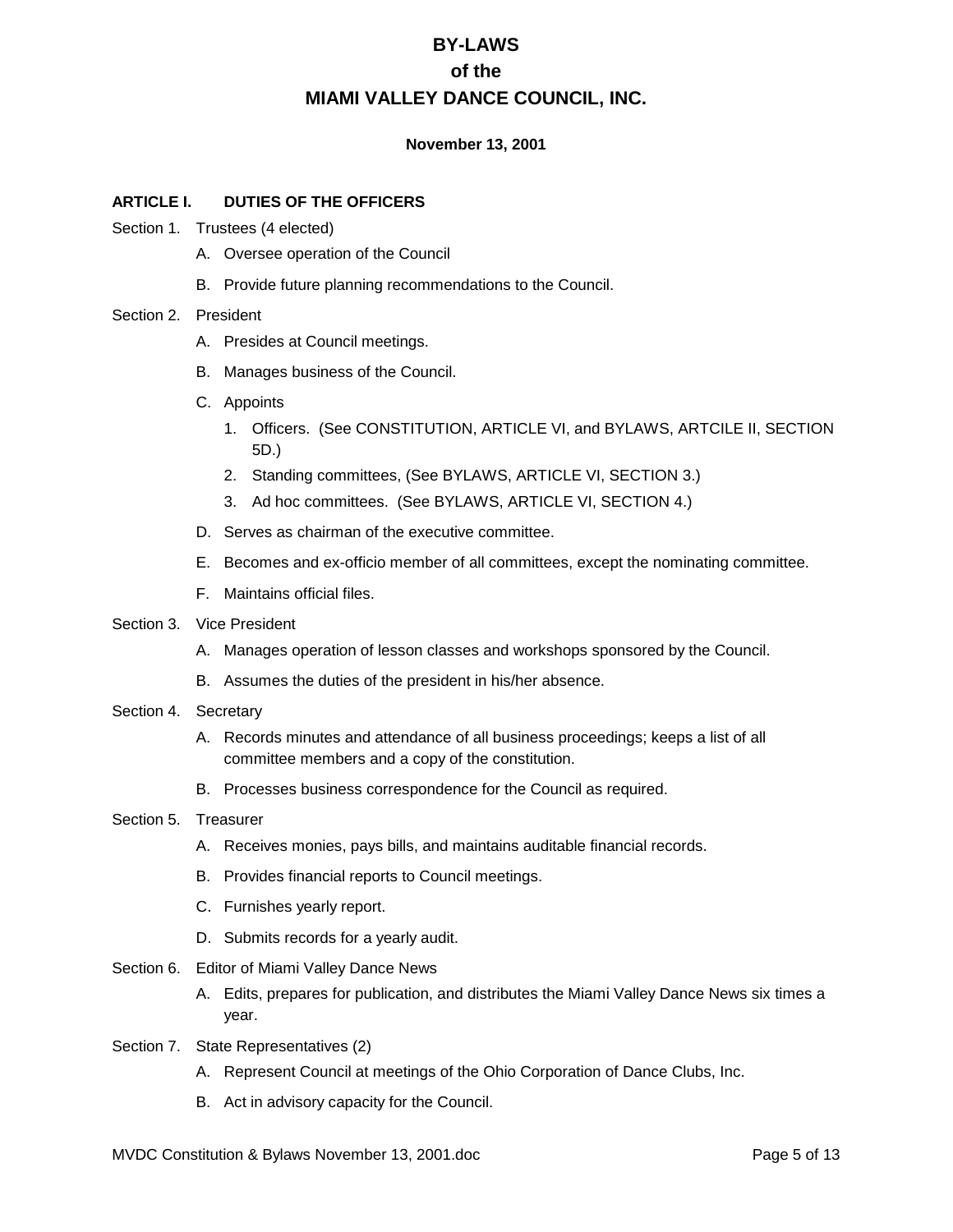# BY-LAWS
# of the
# MIAMI VALLEY DANCE COUNCIL, INC.

**November 13, 2001**

## ARTICLE I. DUTIES OF THE OFFICERS

Section 1. Trustees (4 elected)

- A. Oversee operation of the Council
- B. Provide future planning recommendations to the Council.

Section 2. President

- A. Presides at Council meetings.
- B. Manages business of the Council.
- C. Appoints
  1. Officers. (See CONSTITUTION, ARTICLE VI, and BYLAWS, ARTCILE II, SECTION 5D.)
  2. Standing committees, (See BYLAWS, ARTICLE VI, SECTION 3.)
  3. Ad hoc committees. (See BYLAWS, ARTICLE VI, SECTION 4.)
- D. Serves as chairman of the executive committee.
- E. Becomes and ex-officio member of all committees, except the nominating committee.
- F. Maintains official files.

Section 3. Vice President

- A. Manages operation of lesson classes and workshops sponsored by the Council.
- B. Assumes the duties of the president in his/her absence.

Section 4. Secretary

- A. Records minutes and attendance of all business proceedings; keeps a list of all committee members and a copy of the constitution.
- B. Processes business correspondence for the Council as required.

Section 5. Treasurer

- A. Receives monies, pays bills, and maintains auditable financial records.
- B. Provides financial reports to Council meetings.
- C. Furnishes yearly report.
- D. Submits records for a yearly audit.

Section 6. Editor of Miami Valley Dance News

- A. Edits, prepares for publication, and distributes the Miami Valley Dance News six times a year.

Section 7. State Representatives (2)

- A. Represent Council at meetings of the Ohio Corporation of Dance Clubs, Inc.
- B. Act in advisory capacity for the Council.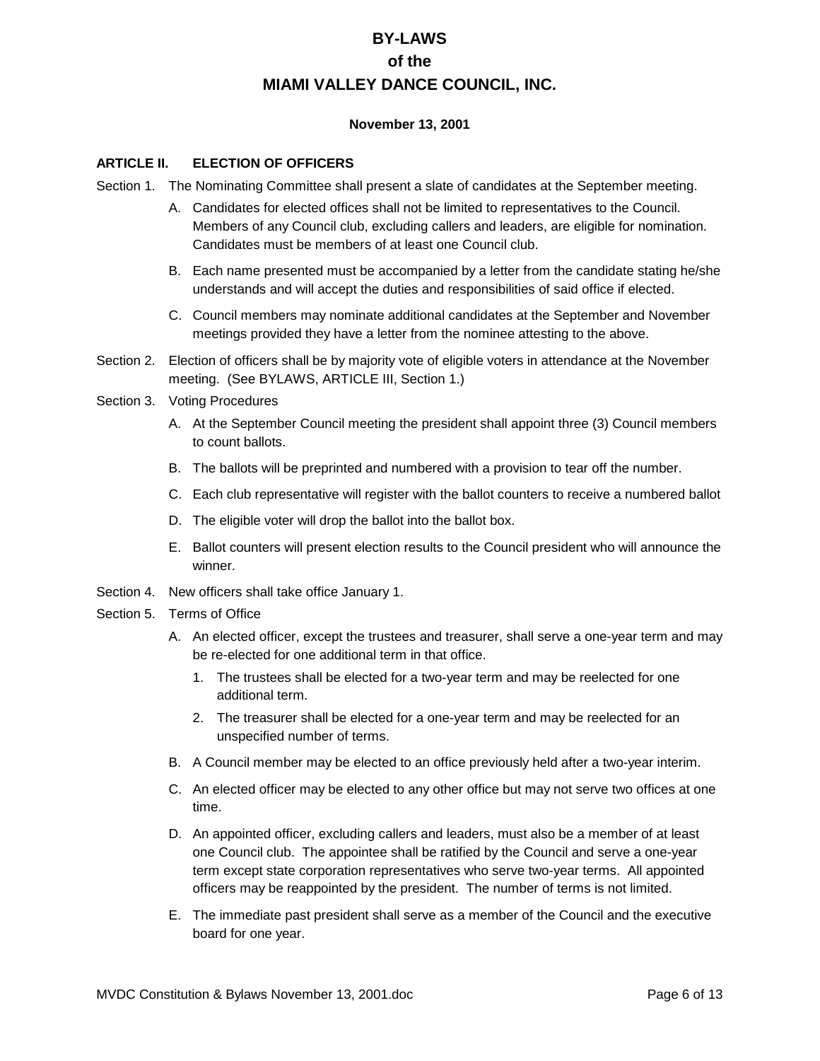# BY-LAWS
# of the
# MIAMI VALLEY DANCE COUNCIL, INC.

**November 13, 2001**

## ARTICLE II. ELECTION OF OFFICERS

Section 1. The Nominating Committee shall present a slate of candidates at the September meeting.

- A. Candidates for elected offices shall not be limited to representatives to the Council. Members of any Council club, excluding callers and leaders, are eligible for nomination. Candidates must be members of at least one Council club.
- B. Each name presented must be accompanied by a letter from the candidate stating he/she understands and will accept the duties and responsibilities of said office if elected.
- C. Council members may nominate additional candidates at the September and November meetings provided they have a letter from the nominee attesting to the above.

Section 2. Election of officers shall be by majority vote of eligible voters in attendance at the November meeting. (See BYLAWS, ARTICLE III, Section 1.)

Section 3. Voting Procedures

- A. At the September Council meeting the president shall appoint three (3) Council members to count ballots.
- B. The ballots will be preprinted and numbered with a provision to tear off the number.
- C. Each club representative will register with the ballot counters to receive a numbered ballot
- D. The eligible voter will drop the ballot into the ballot box.
- E. Ballot counters will present election results to the Council president who will announce the winner.

Section 4. New officers shall take office January 1.

Section 5. Terms of Office

- A. An elected officer, except the trustees and treasurer, shall serve a one-year term and may be re-elected for one additional term in that office.
  1. The trustees shall be elected for a two-year term and may be reelected for one additional term.
  2. The treasurer shall be elected for a one-year term and may be reelected for an unspecified number of terms.
- B. A Council member may be elected to an office previously held after a two-year interim.
- C. An elected officer may be elected to any other office but may not serve two offices at one time.
- D. An appointed officer, excluding callers and leaders, must also be a member of at least one Council club. The appointee shall be ratified by the Council and serve a one-year term except state corporation representatives who serve two-year terms. All appointed officers may be reappointed by the president. The number of terms is not limited.
- E. The immediate past president shall serve as a member of the Council and the executive board for one year.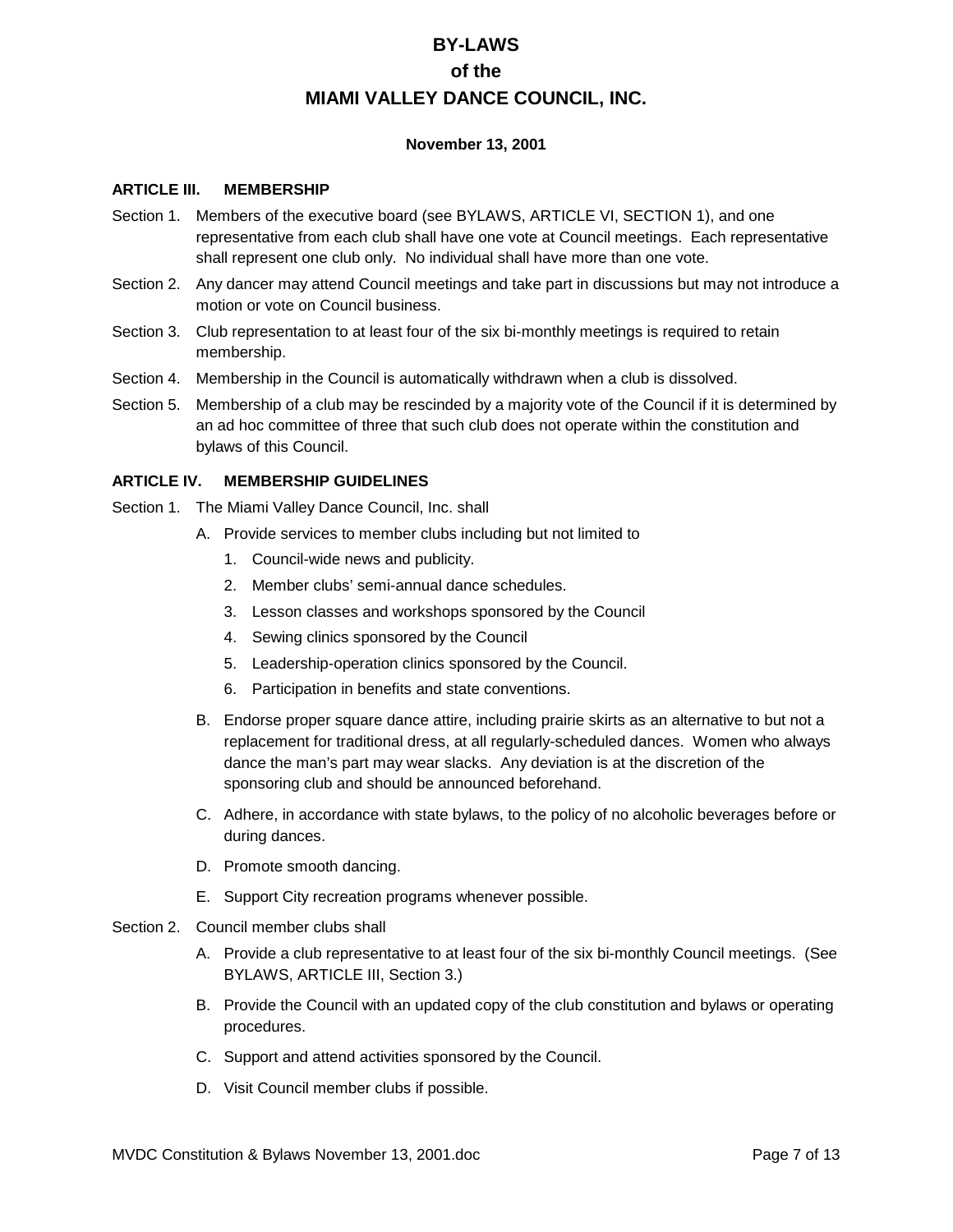# BY-LAWS
# of the
# MIAMI VALLEY DANCE COUNCIL, INC.

**November 13, 2001**

### ARTICLE III. MEMBERSHIP

Section 1. Members of the executive board (see BYLAWS, ARTICLE VI, SECTION 1), and one representative from each club shall have one vote at Council meetings. Each representative shall represent one club only. No individual shall have more than one vote.

Section 2. Any dancer may attend Council meetings and take part in discussions but may not introduce a motion or vote on Council business.

Section 3. Club representation to at least four of the six bi-monthly meetings is required to retain membership.

Section 4. Membership in the Council is automatically withdrawn when a club is dissolved.

Section 5. Membership of a club may be rescinded by a majority vote of the Council if it is determined by an ad hoc committee of three that such club does not operate within the constitution and bylaws of this Council.

### ARTICLE IV. MEMBERSHIP GUIDELINES

Section 1. The Miami Valley Dance Council, Inc. shall

A. Provide services to member clubs including but not limited to

1. Council-wide news and publicity.
2. Member clubs' semi-annual dance schedules.
3. Lesson classes and workshops sponsored by the Council
4. Sewing clinics sponsored by the Council
5. Leadership-operation clinics sponsored by the Council.
6. Participation in benefits and state conventions.

B. Endorse proper square dance attire, including prairie skirts as an alternative to but not a replacement for traditional dress, at all regularly-scheduled dances. Women who always dance the man's part may wear slacks. Any deviation is at the discretion of the sponsoring club and should be announced beforehand.

C. Adhere, in accordance with state bylaws, to the policy of no alcoholic beverages before or during dances.

D. Promote smooth dancing.

E. Support City recreation programs whenever possible.

Section 2. Council member clubs shall

A. Provide a club representative to at least four of the six bi-monthly Council meetings. (See BYLAWS, ARTICLE III, Section 3.)

B. Provide the Council with an updated copy of the club constitution and bylaws or operating procedures.

C. Support and attend activities sponsored by the Council.

D. Visit Council member clubs if possible.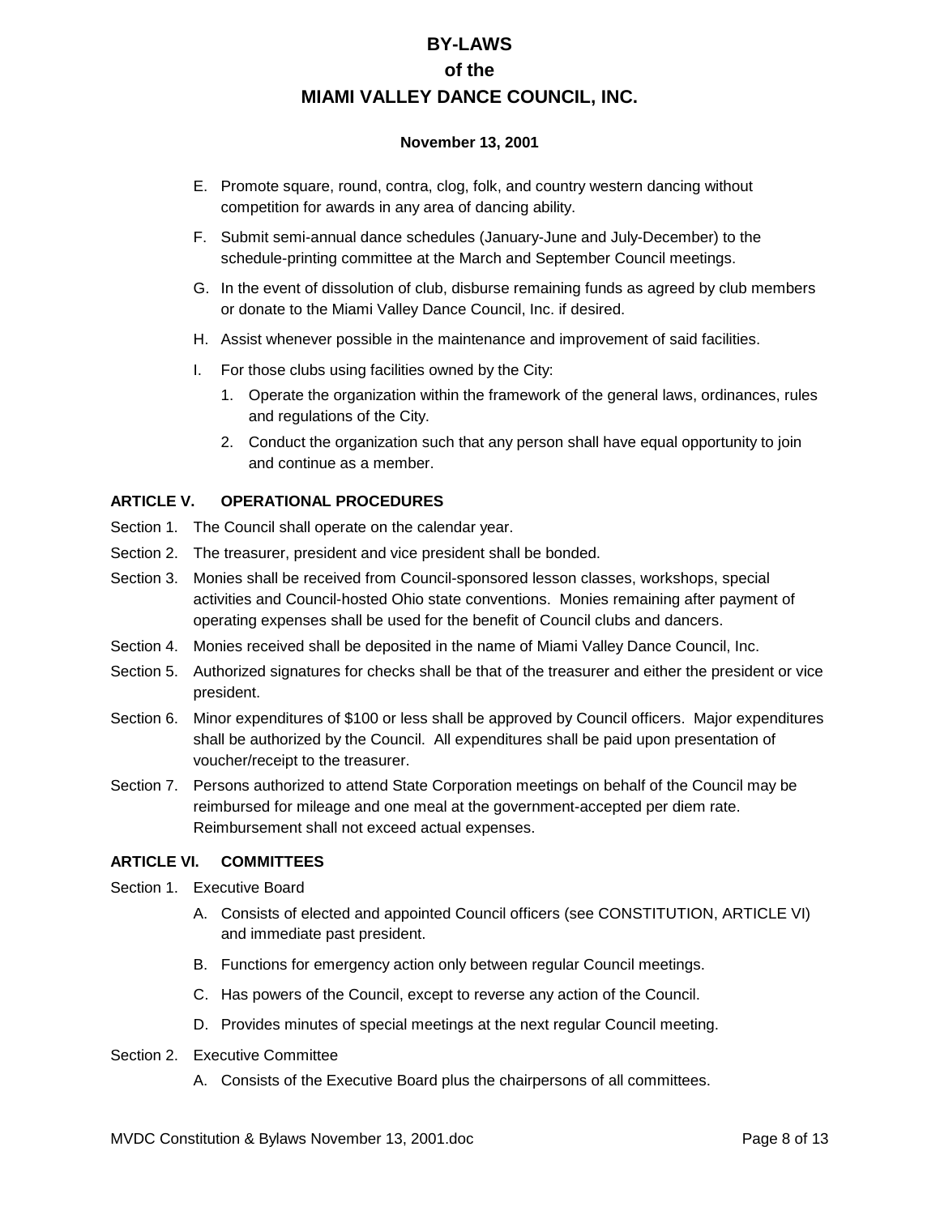E. Promote square, round, contra, clog, folk, and country western dancing without competition for awards in any area of dancing ability.

F. Submit semi-annual dance schedules (January-June and July-December) to the schedule-printing committee at the March and September Council meetings.

G. In the event of dissolution of club, disburse remaining funds as agreed by club members or donate to the Miami Valley Dance Council, Inc. if desired.

H. Assist whenever possible in the maintenance and improvement of said facilities.

I. For those clubs using facilities owned by the City:

   1. Operate the organization within the framework of the general laws, ordinances, rules and regulations of the City.

   2. Conduct the organization such that any person shall have equal opportunity to join and continue as a member.

### ARTICLE V. OPERATIONAL PROCEDURES

Section 1. The Council shall operate on the calendar year.

Section 2. The treasurer, president and vice president shall be bonded.

Section 3. Monies shall be received from Council-sponsored lesson classes, workshops, special activities and Council-hosted Ohio state conventions. Monies remaining after payment of operating expenses shall be used for the benefit of Council clubs and dancers.

Section 4. Monies received shall be deposited in the name of Miami Valley Dance Council, Inc.

Section 5. Authorized signatures for checks shall be that of the treasurer and either the president or vice president.

Section 6. Minor expenditures of $100 or less shall be approved by Council officers. Major expenditures shall be authorized by the Council. All expenditures shall be paid upon presentation of voucher/receipt to the treasurer.

Section 7. Persons authorized to attend State Corporation meetings on behalf of the Council may be reimbursed for mileage and one meal at the government-accepted per diem rate. Reimbursement shall not exceed actual expenses.

### ARTICLE VI. COMMITTEES

Section 1. Executive Board

A. Consists of elected and appointed Council officers (see CONSTITUTION, ARTICLE VI) and immediate past president.

B. Functions for emergency action only between regular Council meetings.

C. Has powers of the Council, except to reverse any action of the Council.

D. Provides minutes of special meetings at the next regular Council meeting.

Section 2. Executive Committee

A. Consists of the Executive Board plus the chairpersons of all committees.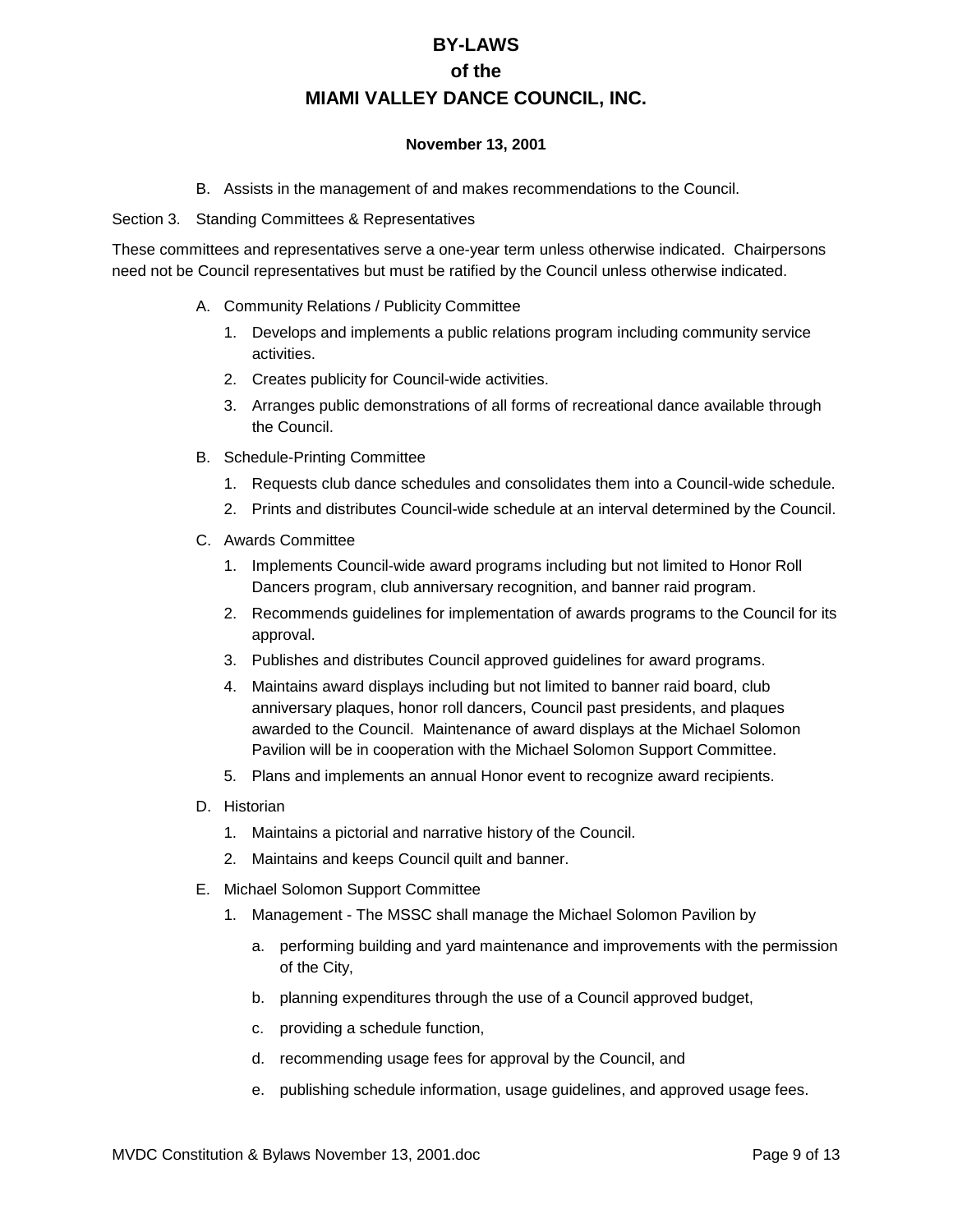B. Assists in the management of and makes recommendations to the Council.

Section 3. Standing Committees & Representatives

These committees and representatives serve a one-year term unless otherwise indicated. Chairpersons need not be Council representatives but must be ratified by the Council unless otherwise indicated.

A. Community Relations / Publicity Committee

1. Develops and implements a public relations program including community service activities.
2. Creates publicity for Council-wide activities.
3. Arranges public demonstrations of all forms of recreational dance available through the Council.

B. Schedule-Printing Committee

1. Requests club dance schedules and consolidates them into a Council-wide schedule.
2. Prints and distributes Council-wide schedule at an interval determined by the Council.

C. Awards Committee

1. Implements Council-wide award programs including but not limited to Honor Roll Dancers program, club anniversary recognition, and banner raid program.
2. Recommends guidelines for implementation of awards programs to the Council for its approval.
3. Publishes and distributes Council approved guidelines for award programs.
4. Maintains award displays including but not limited to banner raid board, club anniversary plaques, honor roll dancers, Council past presidents, and plaques awarded to the Council. Maintenance of award displays at the Michael Solomon Pavilion will be in cooperation with the Michael Solomon Support Committee.
5. Plans and implements an annual Honor event to recognize award recipients.

D. Historian

1. Maintains a pictorial and narrative history of the Council.
2. Maintains and keeps Council quilt and banner.

E. Michael Solomon Support Committee

1. Management - The MSSC shall manage the Michael Solomon Pavilion by

   a. performing building and yard maintenance and improvements with the permission of the City,

   b. planning expenditures through the use of a Council approved budget,

   c. providing a schedule function,

   d. recommending usage fees for approval by the Council, and

   e. publishing schedule information, usage guidelines, and approved usage fees.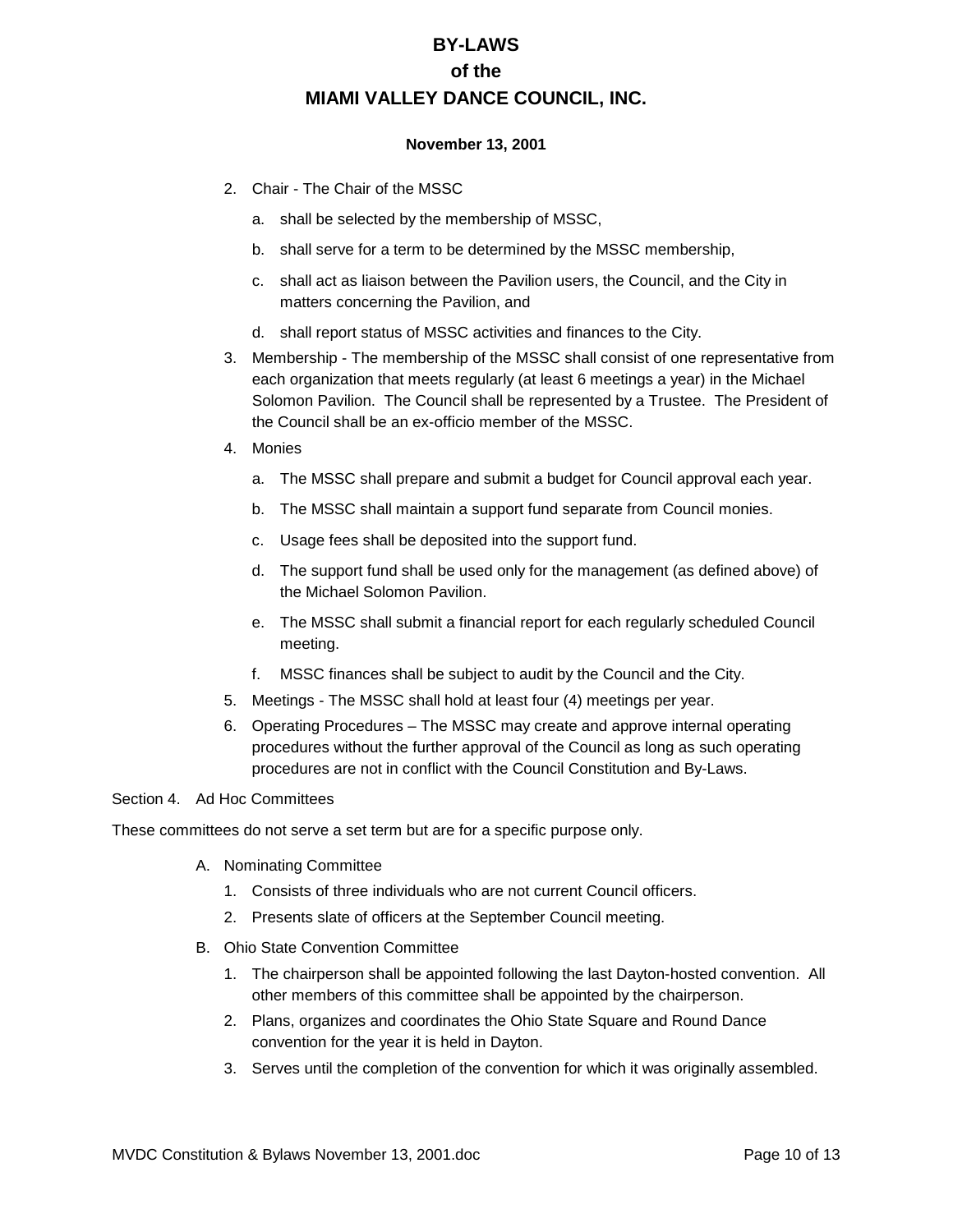2. Chair - The Chair of the MSSC

    a. shall be selected by the membership of MSSC,

    b. shall serve for a term to be determined by the MSSC membership,

    c. shall act as liaison between the Pavilion users, the Council, and the City in matters concerning the Pavilion, and

    d. shall report status of MSSC activities and finances to the City.

3. Membership - The membership of the MSSC shall consist of one representative from each organization that meets regularly (at least 6 meetings a year) in the Michael Solomon Pavilion. The Council shall be represented by a Trustee. The President of the Council shall be an ex-officio member of the MSSC.

4. Monies

    a. The MSSC shall prepare and submit a budget for Council approval each year.

    b. The MSSC shall maintain a support fund separate from Council monies.

    c. Usage fees shall be deposited into the support fund.

    d. The support fund shall be used only for the management (as defined above) of the Michael Solomon Pavilion.

    e. The MSSC shall submit a financial report for each regularly scheduled Council meeting.

    f. MSSC finances shall be subject to audit by the Council and the City.

5. Meetings - The MSSC shall hold at least four (4) meetings per year.

6. Operating Procedures – The MSSC may create and approve internal operating procedures without the further approval of the Council as long as such operating procedures are not in conflict with the Council Constitution and By-Laws.

Section 4. Ad Hoc Committees

These committees do not serve a set term but are for a specific purpose only.

A. Nominating Committee

    1. Consists of three individuals who are not current Council officers.

    2. Presents slate of officers at the September Council meeting.

B. Ohio State Convention Committee

    1. The chairperson shall be appointed following the last Dayton-hosted convention. All other members of this committee shall be appointed by the chairperson.

    2. Plans, organizes and coordinates the Ohio State Square and Round Dance convention for the year it is held in Dayton.

    3. Serves until the completion of the convention for which it was originally assembled.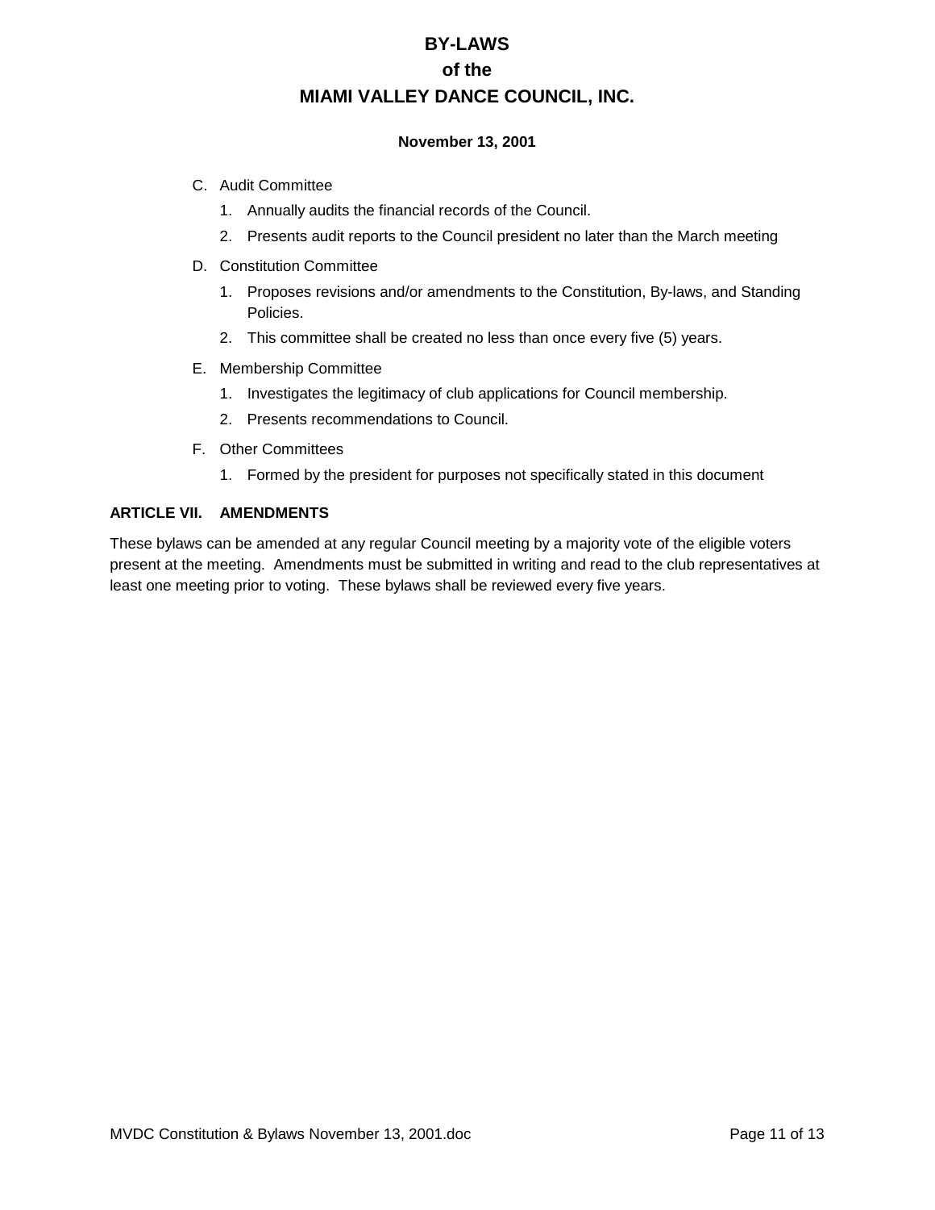C. Audit Committee
   1. Annually audits the financial records of the Council.
   2. Presents audit reports to the Council president no later than the March meeting

D. Constitution Committee
   1. Proposes revisions and/or amendments to the Constitution, By-laws, and Standing Policies.
   2. This committee shall be created no less than once every five (5) years.

E. Membership Committee
   1. Investigates the legitimacy of club applications for Council membership.
   2. Presents recommendations to Council.

F. Other Committees
   1. Formed by the president for purposes not specifically stated in this document

## ARTICLE VII. AMENDMENTS

These bylaws can be amended at any regular Council meeting by a majority vote of the eligible voters present at the meeting. Amendments must be submitted in writing and read to the club representatives at least one meeting prior to voting. These bylaws shall be reviewed every five years.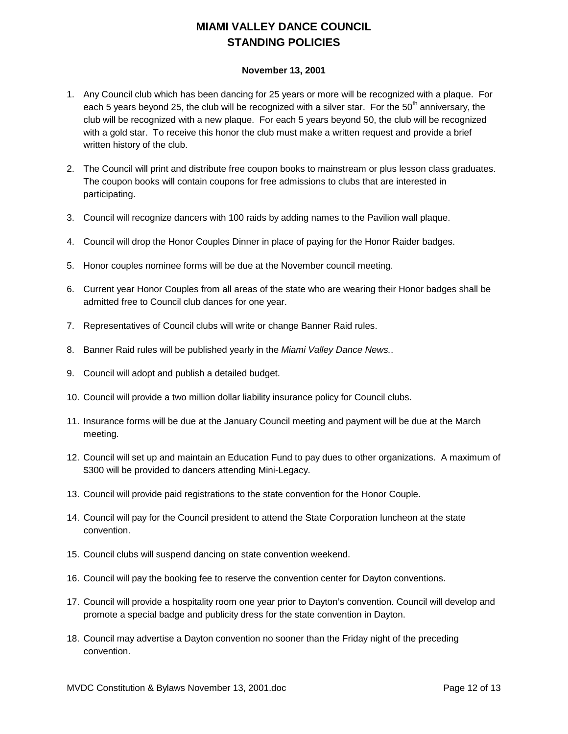# MIAMI VALLEY DANCE COUNCIL
# STANDING POLICIES

**November 13, 2001**

1. Any Council club which has been dancing for 25 years or more will be recognized with a plaque. For each 5 years beyond 25, the club will be recognized with a silver star. For the 50th anniversary, the club will be recognized with a new plaque. For each 5 years beyond 50, the club will be recognized with a gold star. To receive this honor the club must make a written request and provide a brief written history of the club.

2. The Council will print and distribute free coupon books to mainstream or plus lesson class graduates. The coupon books will contain coupons for free admissions to clubs that are interested in participating.

3. Council will recognize dancers with 100 raids by adding names to the Pavilion wall plaque.

4. Council will drop the Honor Couples Dinner in place of paying for the Honor Raider badges.

5. Honor couples nominee forms will be due at the November council meeting.

6. Current year Honor Couples from all areas of the state who are wearing their Honor badges shall be admitted free to Council club dances for one year.

7. Representatives of Council clubs will write or change Banner Raid rules.

8. Banner Raid rules will be published yearly in the *Miami Valley Dance News.*.

9. Council will adopt and publish a detailed budget.

10. Council will provide a two million dollar liability insurance policy for Council clubs.

11. Insurance forms will be due at the January Council meeting and payment will be due at the March meeting.

12. Council will set up and maintain an Education Fund to pay dues to other organizations. A maximum of $300 will be provided to dancers attending Mini-Legacy.

13. Council will provide paid registrations to the state convention for the Honor Couple.

14. Council will pay for the Council president to attend the State Corporation luncheon at the state convention.

15. Council clubs will suspend dancing on state convention weekend.

16. Council will pay the booking fee to reserve the convention center for Dayton conventions.

17. Council will provide a hospitality room one year prior to Dayton's convention. Council will develop and promote a special badge and publicity dress for the state convention in Dayton.

18. Council may advertise a Dayton convention no sooner than the Friday night of the preceding convention.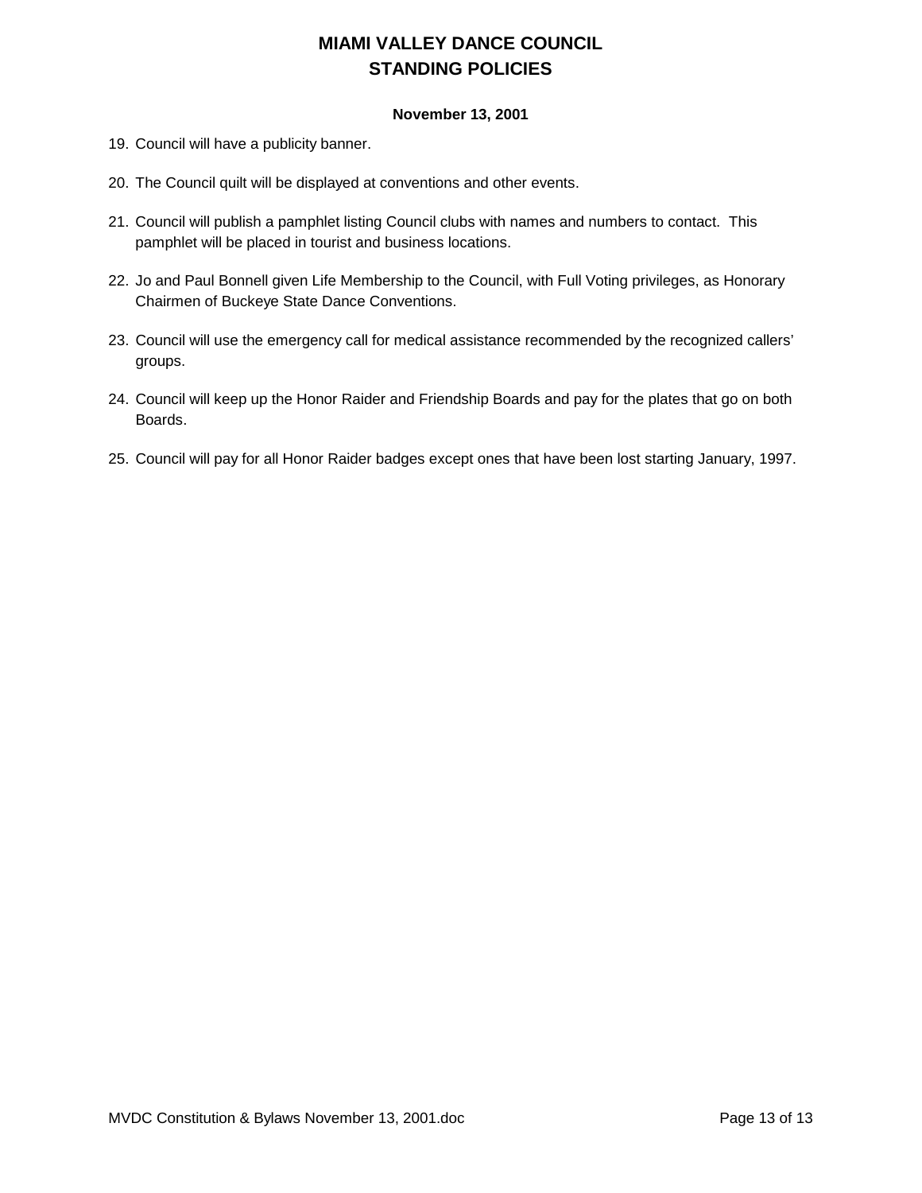# MIAMI VALLEY DANCE COUNCIL
# STANDING POLICIES

**November 13, 2001**

19. Council will have a publicity banner.

20. The Council quilt will be displayed at conventions and other events.

21. Council will publish a pamphlet listing Council clubs with names and numbers to contact. This pamphlet will be placed in tourist and business locations.

22. Jo and Paul Bonnell given Life Membership to the Council, with Full Voting privileges, as Honorary Chairmen of Buckeye State Dance Conventions.

23. Council will use the emergency call for medical assistance recommended by the recognized callers' groups.

24. Council will keep up the Honor Raider and Friendship Boards and pay for the plates that go on both Boards.

25. Council will pay for all Honor Raider badges except ones that have been lost starting January, 1997.